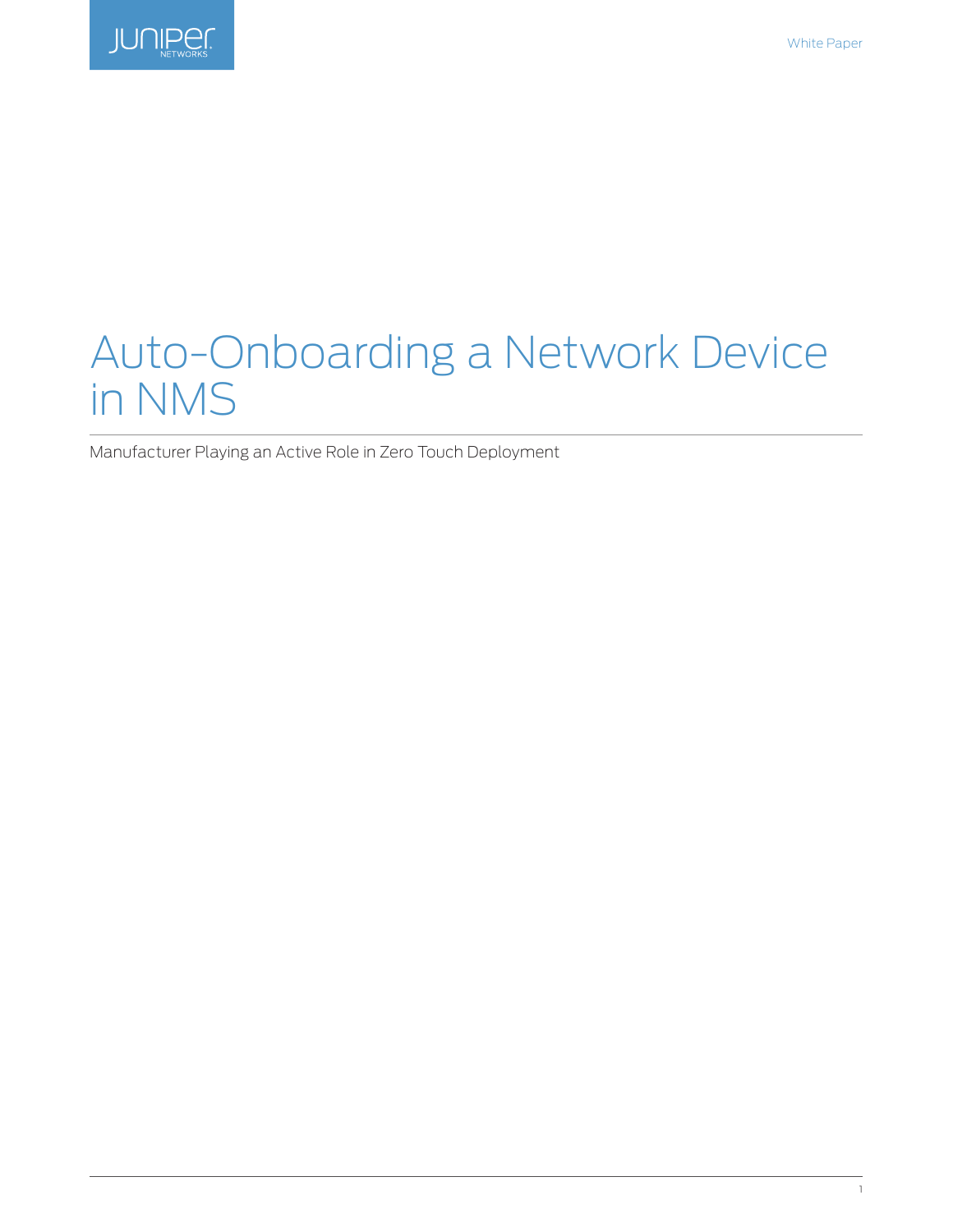# Auto-Onboarding a Network Device in NMS

Manufacturer Playing an Active Role in Zero Touch Deployment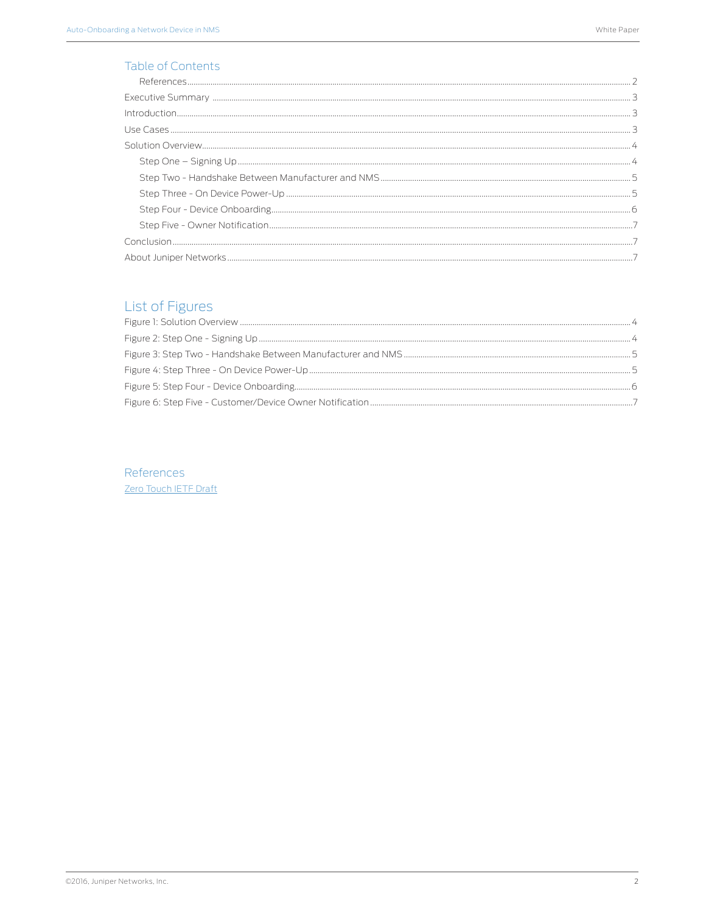## Table of Contents

- References ........ 2
- Executive Summary ........ 3
- Introduction ........ 3
- Use Cases ........ 3
- Solution Overview ........ 4
  - Step One – Signing Up ........ 4
  - Step Two - Handshake Between Manufacturer and NMS ........ 5
  - Step Three - On Device Power-Up ........ 5
  - Step Four - Device Onboarding ........ 6
  - Step Five - Owner Notification ........ 7
- Conclusion ........ 7
- About Juniper Networks ........ 7

## List of Figures

- Figure 1: Solution Overview ........ 4
- Figure 2: Step One - Signing Up ........ 4
- Figure 3: Step Two - Handshake Between Manufacturer and NMS ........ 5
- Figure 4: Step Three - On Device Power-Up ........ 5
- Figure 5: Step Four - Device Onboarding ........ 6
- Figure 6: Step Five - Customer/Device Owner Notification ........ 7

## References

Zero Touch IETF Draft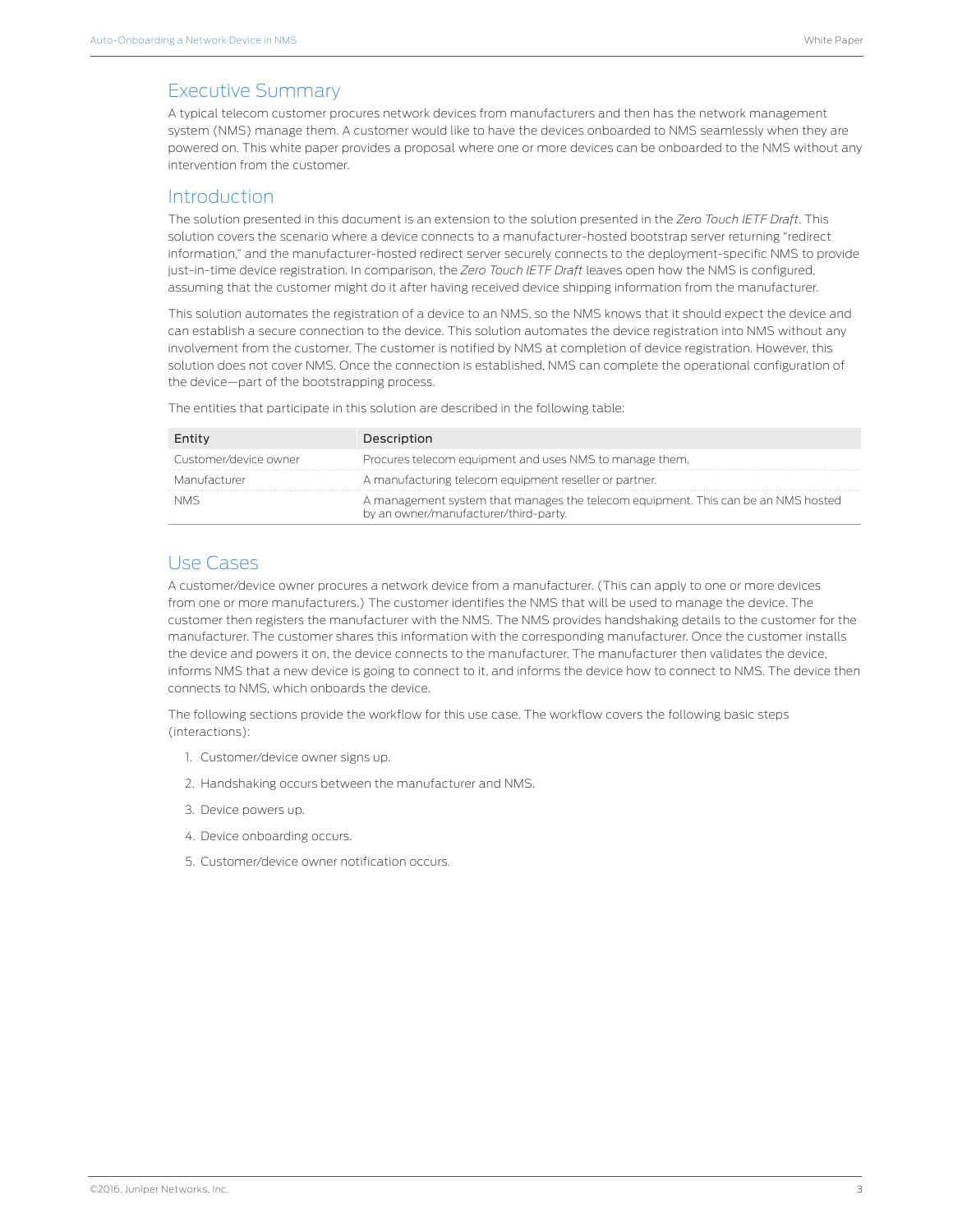## Executive Summary

A typical telecom customer procures network devices from manufacturers and then has the network management system (NMS) manage them. A customer would like to have the devices onboarded to NMS seamlessly when they are powered on. This white paper provides a proposal where one or more devices can be onboarded to the NMS without any intervention from the customer.

## Introduction

The solution presented in this document is an extension to the solution presented in the *Zero Touch IETF Draft*. This solution covers the scenario where a device connects to a manufacturer-hosted bootstrap server returning "redirect information," and the manufacturer-hosted redirect server securely connects to the deployment-specific NMS to provide just-in-time device registration. In comparison, the *Zero Touch IETF Draft* leaves open how the NMS is configured, assuming that the customer might do it after having received device shipping information from the manufacturer.

This solution automates the registration of a device to an NMS, so the NMS knows that it should expect the device and can establish a secure connection to the device. This solution automates the device registration into NMS without any involvement from the customer. The customer is notified by NMS at completion of device registration. However, this solution does not cover NMS. Once the connection is established, NMS can complete the operational configuration of the device—part of the bootstrapping process.

The entities that participate in this solution are described in the following table:

| Entity | Description |
| --- | --- |
| Customer/device owner | Procures telecom equipment and uses NMS to manage them. |
| Manufacturer | A manufacturing telecom equipment reseller or partner. |
| NMS | A management system that manages the telecom equipment. This can be an NMS hosted by an owner/manufacturer/third-party. |

## Use Cases

A customer/device owner procures a network device from a manufacturer. (This can apply to one or more devices from one or more manufacturers.) The customer identifies the NMS that will be used to manage the device. The customer then registers the manufacturer with the NMS. The NMS provides handshaking details to the customer for the manufacturer. The customer shares this information with the corresponding manufacturer. Once the customer installs the device and powers it on, the device connects to the manufacturer. The manufacturer then validates the device, informs NMS that a new device is going to connect to it, and informs the device how to connect to NMS. The device then connects to NMS, which onboards the device.

The following sections provide the workflow for this use case. The workflow covers the following basic steps (interactions):

1. Customer/device owner signs up.
2. Handshaking occurs between the manufacturer and NMS.
3. Device powers up.
4. Device onboarding occurs.
5. Customer/device owner notification occurs.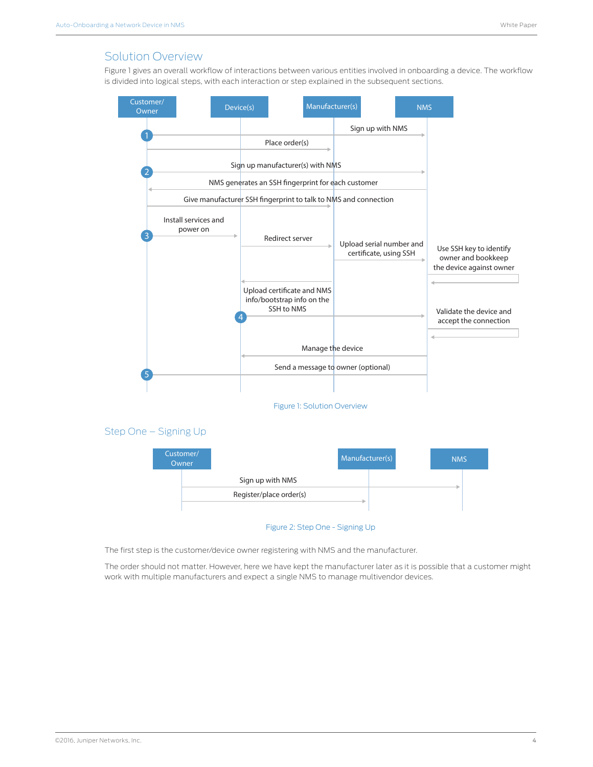## Solution Overview

Figure 1 gives an overall workflow of interactions between various entities involved in onboarding a device. The workflow is divided into logical steps, with each interaction or step explained in the subsequent sections.

Customer/ Owner | Device(s) | Manufacturer(s) | NMS

1. Sign up with NMS
   Place order(s)
2. Sign up manufacturer(s) with NMS
   NMS generates an SSH fingerprint for each customer
   Give manufacturer SSH fingerprint to talk to NMS and connection
3. Install services and power on
   Redirect server
   Upload serial number and certificate, using SSH
   Use SSH key to identify owner and bookkeep the device against owner
4. Upload certificate and NMS info/bootstrap info on the SSH to NMS
   Validate the device and accept the connection
   Manage the device
5. Send a message to owner (optional)

Figure 1: Solution Overview

### Step One – Signing Up

Customer/ Owner | Manufacturer(s) | NMS

Sign up with NMS
Register/place order(s)

Figure 2: Step One - Signing Up

The first step is the customer/device owner registering with NMS and the manufacturer.

The order should not matter. However, here we have kept the manufacturer later as it is possible that a customer might work with multiple manufacturers and expect a single NMS to manage multivendor devices.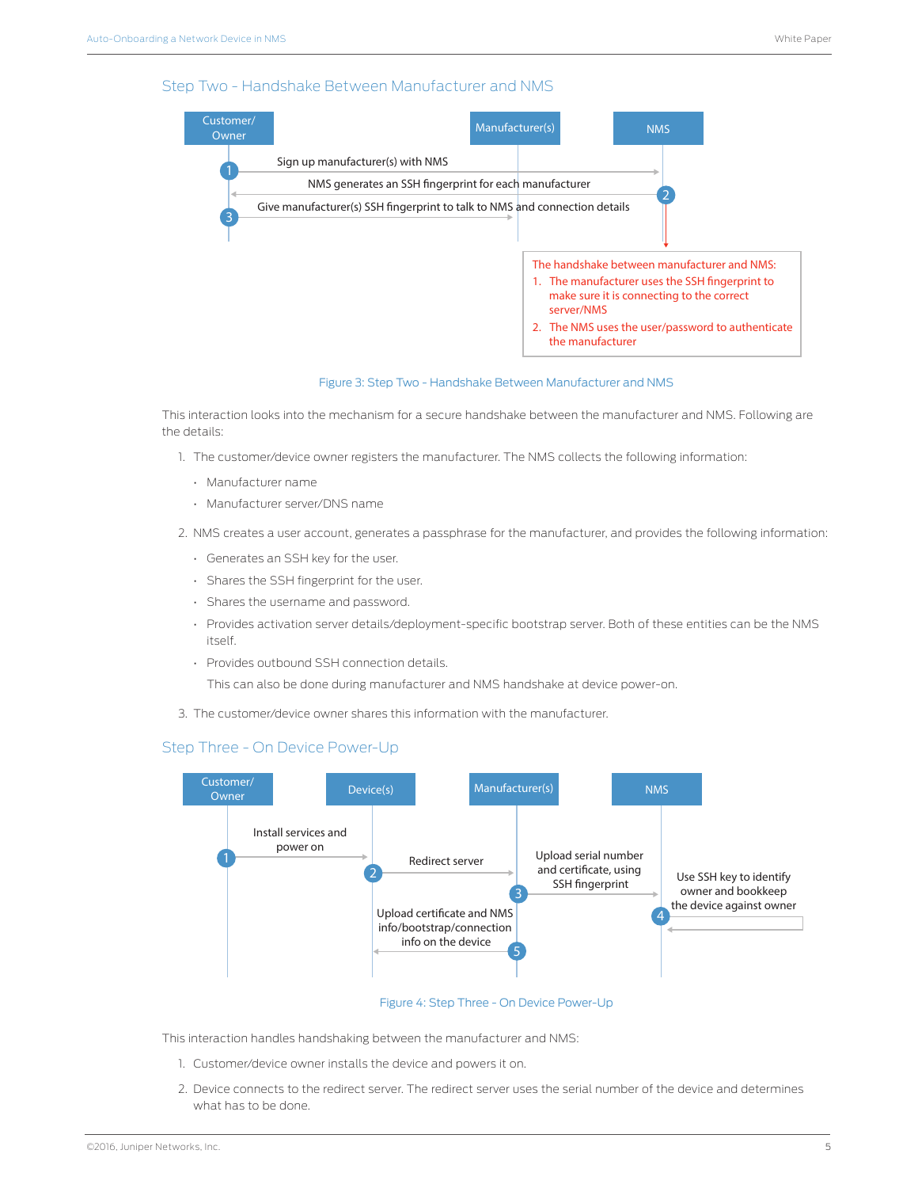## Step Two - Handshake Between Manufacturer and NMS

Customer/Owner | Manufacturer(s) | NMS

1. Sign up manufacturer(s) with NMS
2. NMS generates an SSH fingerprint for each manufacturer
3. Give manufacturer(s) SSH fingerprint to talk to NMS and connection details

The handshake between manufacturer and NMS:
1. The manufacturer uses the SSH fingerprint to make sure it is connecting to the correct server/NMS
2. The NMS uses the user/password to authenticate the manufacturer

Figure 3: Step Two - Handshake Between Manufacturer and NMS

This interaction looks into the mechanism for a secure handshake between the manufacturer and NMS. Following are the details:

1. The customer/device owner registers the manufacturer. The NMS collects the following information:
   - Manufacturer name
   - Manufacturer server/DNS name
2. NMS creates a user account, generates a passphrase for the manufacturer, and provides the following information:
   - Generates an SSH key for the user.
   - Shares the SSH fingerprint for the user.
   - Shares the username and password.
   - Provides activation server details/deployment-specific bootstrap server. Both of these entities can be the NMS itself.
   - Provides outbound SSH connection details.

     This can also be done during manufacturer and NMS handshake at device power-on.
3. The customer/device owner shares this information with the manufacturer.

## Step Three - On Device Power-Up

Customer/Owner | Device(s) | Manufacturer(s) | NMS

1. Install services and power on
2. Redirect server
3. Upload serial number and certificate, using SSH fingerprint
4. Use SSH key to identify owner and bookkeep the device against owner
5. Upload certificate and NMS info/bootstrap/connection info on the device

Figure 4: Step Three - On Device Power-Up

This interaction handles handshaking between the manufacturer and NMS:

1. Customer/device owner installs the device and powers it on.
2. Device connects to the redirect server. The redirect server uses the serial number of the device and determines what has to be done.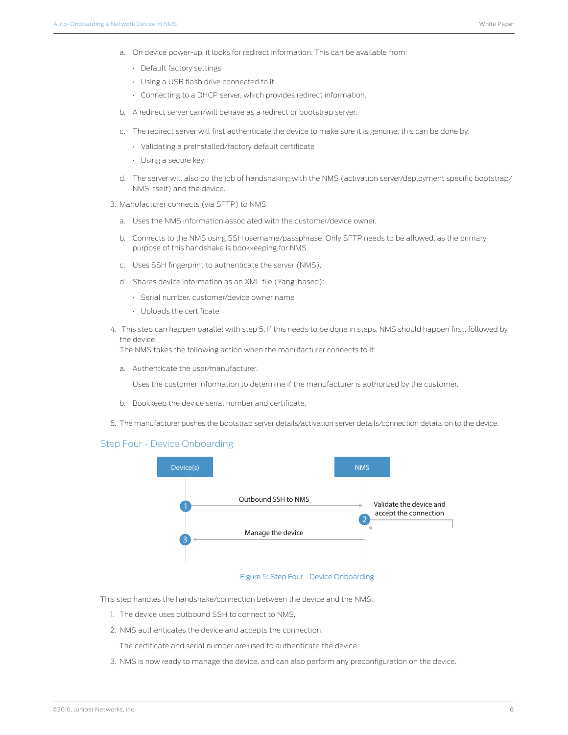a. On device power-up, it looks for redirect information. This can be available from:
    - Default factory settings
    - Using a USB flash drive connected to it.
    - Connecting to a DHCP server, which provides redirect information.

b. A redirect server can/will behave as a redirect or bootstrap server.

c. The redirect server will first authenticate the device to make sure it is genuine; this can be done by:
    - Validating a preinstalled/factory default certificate
    - Using a secure key

d. The server will also do the job of handshaking with the NMS (activation server/deployment specific bootstrap/NMS itself) and the device.

3. Manufacturer connects (via SFTP) to NMS:

    a. Uses the NMS information associated with the customer/device owner.

    b. Connects to the NMS using SSH username/passphrase. Only SFTP needs to be allowed, as the primary purpose of this handshake is bookkeeping for NMS.

    c. Uses SSH fingerprint to authenticate the server (NMS).

    d. Shares device information as an XML file (Yang-based):
        - Serial number, customer/device owner name
        - Uploads the certificate

4. This step can happen parallel with step 5. If this needs to be done in steps, NMS should happen first, followed by the device.
   The NMS takes the following action when the manufacturer connects to it:

    a. Authenticate the user/manufacturer.

       Uses the customer information to determine if the manufacturer is authorized by the customer.

    b. Bookkeep the device serial number and certificate.

5. The manufacturer pushes the bootstrap server details/activation server details/connection details on to the device.

## Step Four - Device Onboarding

Device(s) | NMS

1 Outbound SSH to NMS

2 Validate the device and accept the connection

3 Manage the device

Figure 5: Step Four - Device Onboarding

This step handles the handshake/connection between the device and the NMS:

1. The device uses outbound SSH to connect to NMS.
2. NMS authenticates the device and accepts the connection.

   The certificate and serial number are used to authenticate the device.

3. NMS is now ready to manage the device, and can also perform any preconfiguration on the device.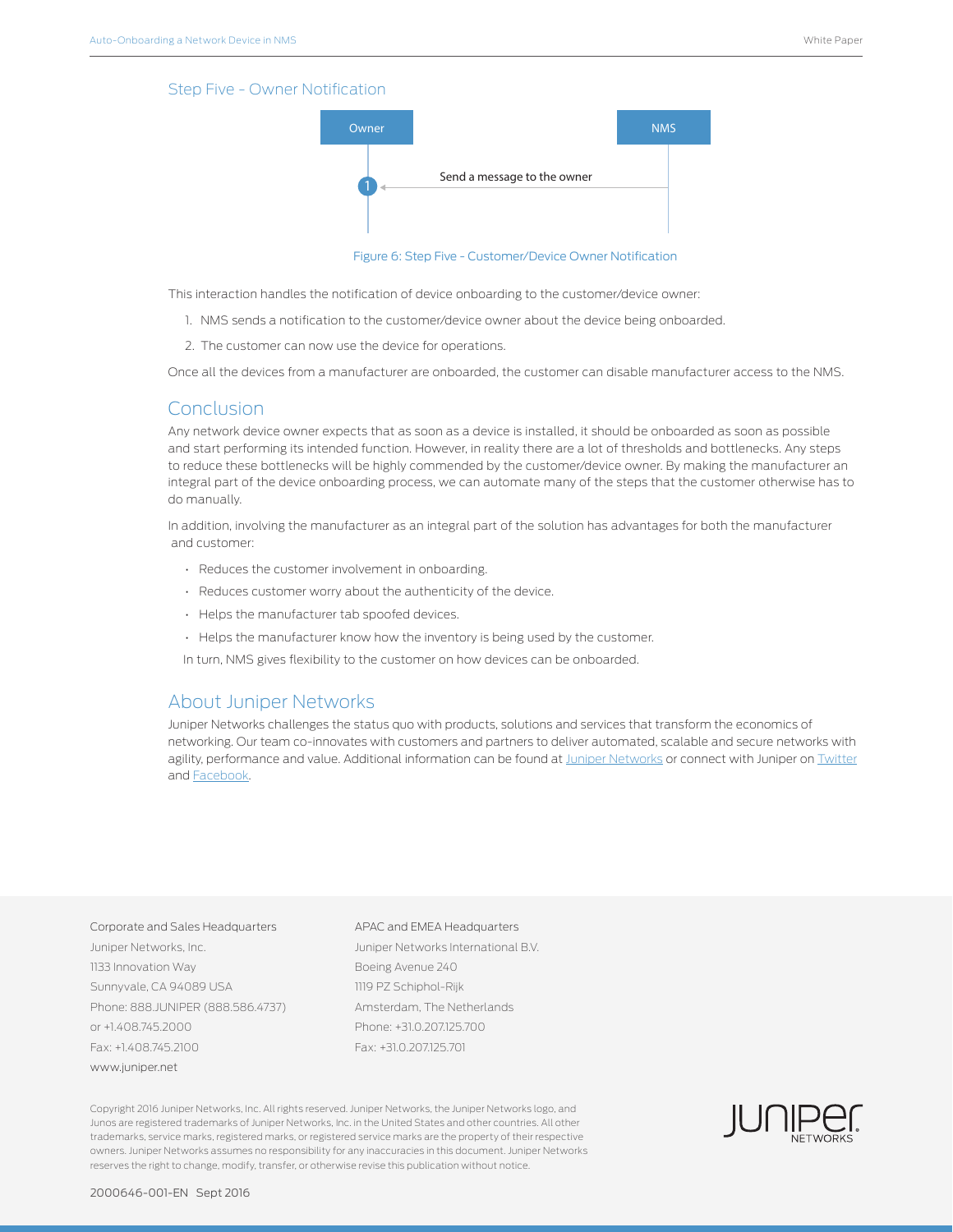## Step Five - Owner Notification

Owner

NMS

1

Send a message to the owner

Figure 6: Step Five - Customer/Device Owner Notification

This interaction handles the notification of device onboarding to the customer/device owner:

1. NMS sends a notification to the customer/device owner about the device being onboarded.
2. The customer can now use the device for operations.

Once all the devices from a manufacturer are onboarded, the customer can disable manufacturer access to the NMS.

## Conclusion

Any network device owner expects that as soon as a device is installed, it should be onboarded as soon as possible and start performing its intended function. However, in reality there are a lot of thresholds and bottlenecks. Any steps to reduce these bottlenecks will be highly commended by the customer/device owner. By making the manufacturer an integral part of the device onboarding process, we can automate many of the steps that the customer otherwise has to do manually.

In addition, involving the manufacturer as an integral part of the solution has advantages for both the manufacturer and customer:

- Reduces the customer involvement in onboarding.
- Reduces customer worry about the authenticity of the device.
- Helps the manufacturer tab spoofed devices.
- Helps the manufacturer know how the inventory is being used by the customer.

In turn, NMS gives flexibility to the customer on how devices can be onboarded.

## About Juniper Networks

Juniper Networks challenges the status quo with products, solutions and services that transform the economics of networking. Our team co-innovates with customers and partners to deliver automated, scalable and secure networks with agility, performance and value. Additional information can be found at Juniper Networks or connect with Juniper on Twitter and Facebook.

Corporate and Sales Headquarters
Juniper Networks, Inc.
1133 Innovation Way
Sunnyvale, CA 94089 USA
Phone: 888.JUNIPER (888.586.4737)
or +1.408.745.2000
Fax: +1.408.745.2100
www.juniper.net

APAC and EMEA Headquarters
Juniper Networks International B.V.
Boeing Avenue 240
1119 PZ Schiphol-Rijk
Amsterdam, The Netherlands
Phone: +31.0.207.125.700
Fax: +31.0.207.125.701

Copyright 2016 Juniper Networks, Inc. All rights reserved. Juniper Networks, the Juniper Networks logo, and Junos are registered trademarks of Juniper Networks, Inc. in the United States and other countries. All other trademarks, service marks, registered marks, or registered service marks are the property of their respective owners. Juniper Networks assumes no responsibility for any inaccuracies in this document. Juniper Networks reserves the right to change, modify, transfer, or otherwise revise this publication without notice.

JUNIPer NETWORKS

2000646-001-EN Sept 2016